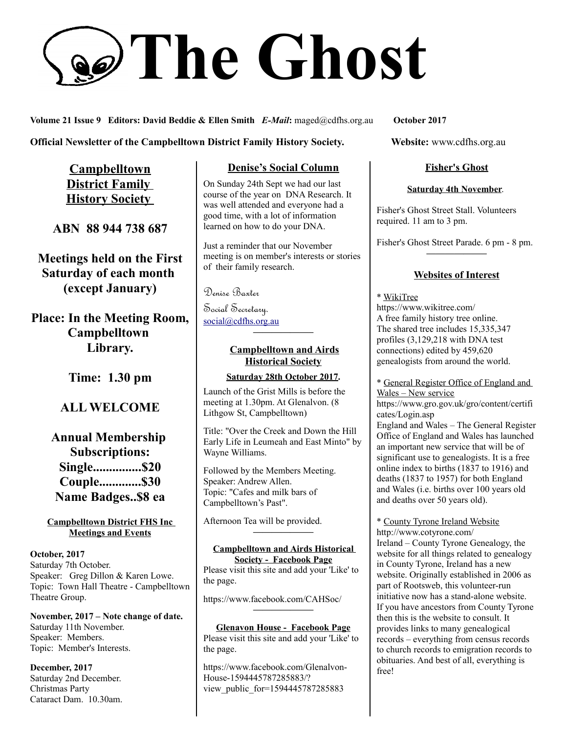# The Ghost

**Volume 21 Issue 9 Editors: David Beddie & Ellen Smith** ***E-Mail*****:** maged@cdfhs.org.au **October 2017**

**Official Newsletter of the Campbelltown District Family History Society.** **Website:** www.cdfhs.org.au

## Campbelltown District Family History Society

**ABN 88 944 738 687**

**Meetings held on the First Saturday of each month (except January)**

**Place: In the Meeting Room, Campbelltown Library.**

**Time: 1.30 pm**

**ALL WELCOME**

**Annual Membership Subscriptions:**
**Single...............$20**
**Couple.............$30**
**Name Badges..$8 ea**

### Campbelltown District FHS Inc Meetings and Events

**October, 2017**
Saturday 7th October.
Speaker: Greg Dillon & Karen Lowe.
Topic: Town Hall Theatre - Campbelltown Theatre Group.

**November, 2017 – Note change of date.**
Saturday 11th November.
Speaker: Members.
Topic: Member's Interests.

**December, 2017**
Saturday 2nd December.
Christmas Party
Cataract Dam. 10.30am.

### Denise's Social Column

On Sunday 24th Sept we had our last course of the year on DNA Research. It was well attended and everyone had a good time, with a lot of information learned on how to do your DNA.

Just a reminder that our November meeting is on member's interests or stories of their family research.

*Denise Baxter*
*Social Secretary.*
social@cdfhs.org.au

### Campbelltown and Airds Historical Society

**Saturday 28th October 2017.**

Launch of the Grist Mills is before the meeting at 1.30pm. At Glenalvon. (8 Lithgow St, Campbelltown)

Title: "Over the Creek and Down the Hill Early Life in Leumeah and East Minto" by Wayne Williams.

Followed by the Members Meeting.
Speaker: Andrew Allen.
Topic: "Cafes and milk bars of Campbelltown's Past".

Afternoon Tea will be provided.

### Campbelltown and Airds Historical Society - Facebook Page

Please visit this site and add your 'Like' to the page.

https://www.facebook.com/CAHSoc/

### Glenavon House - Facebook Page

Please visit this site and add your 'Like' to the page.

https://www.facebook.com/Glenalvon-House-1594445787285883/?view_public_for=1594445787285883

### Fisher's Ghost

**Saturday 4th November**.

Fisher's Ghost Street Stall. Volunteers required. 11 am to 3 pm.

Fisher's Ghost Street Parade. 6 pm - 8 pm.

### Websites of Interest

* WikiTree
https://www.wikitree.com/
A free family history tree online. The shared tree includes 15,335,347 profiles (3,129,218 with DNA test connections) edited by 459,620 genealogists from around the world.

* General Register Office of England and Wales – New service
https://www.gro.gov.uk/gro/content/certificates/Login.asp
England and Wales – The General Register Office of England and Wales has launched an important new service that will be of significant use to genealogists. It is a free online index to births (1837 to 1916) and deaths (1837 to 1957) for both England and Wales (i.e. births over 100 years old and deaths over 50 years old).

* County Tyrone Ireland Website
http://www.cotyrone.com/
Ireland – County Tyrone Genealogy, the website for all things related to genealogy in County Tyrone, Ireland has a new website. Originally established in 2006 as part of Rootsweb, this volunteer-run initiative now has a stand-alone website. If you have ancestors from County Tyrone then this is the website to consult. It provides links to many genealogical records – everything from census records to church records to emigration records to obituaries. And best of all, everything is free!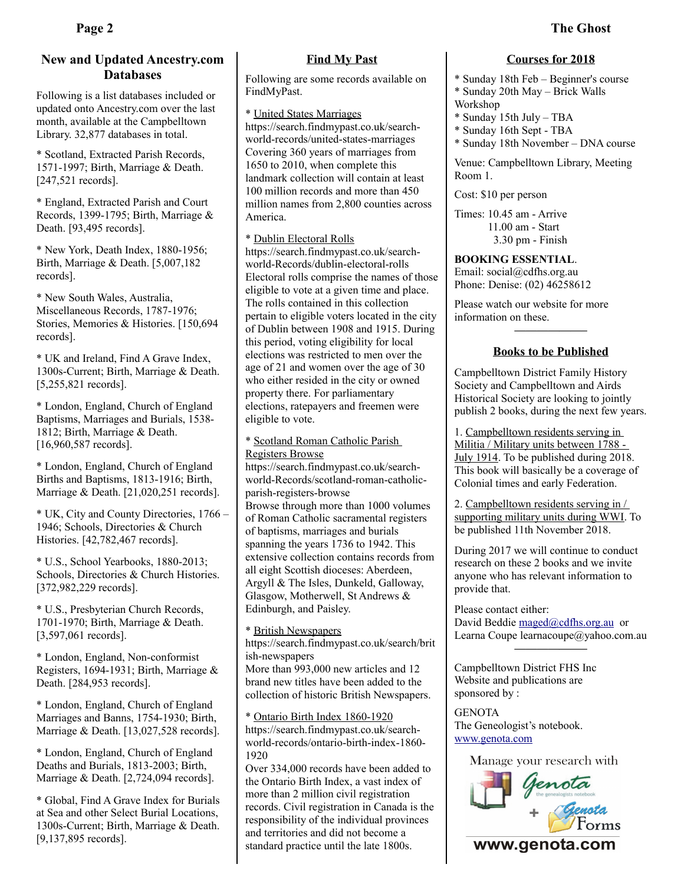## New and Updated Ancestry.com Databases

Following is a list databases included or updated onto Ancestry.com over the last month, available at the Campbelltown Library. 32,877 databases in total.

* Scotland, Extracted Parish Records, 1571-1997; Birth, Marriage & Death. [247,521 records].

* England, Extracted Parish and Court Records, 1399-1795; Birth, Marriage & Death. [93,495 records].

* New York, Death Index, 1880-1956; Birth, Marriage & Death. [5,007,182 records].

* New South Wales, Australia, Miscellaneous Records, 1787-1976; Stories, Memories & Histories. [150,694 records].

* UK and Ireland, Find A Grave Index, 1300s-Current; Birth, Marriage & Death. [5,255,821 records].

* London, England, Church of England Baptisms, Marriages and Burials, 1538-1812; Birth, Marriage & Death. [16,960,587 records].

* London, England, Church of England Births and Baptisms, 1813-1916; Birth, Marriage & Death. [21,020,251 records].

* UK, City and County Directories, 1766 – 1946; Schools, Directories & Church Histories. [42,782,467 records].

* U.S., School Yearbooks, 1880-2013; Schools, Directories & Church Histories. [372,982,229 records].

* U.S., Presbyterian Church Records, 1701-1970; Birth, Marriage & Death. [3,597,061 records].

* London, England, Non-conformist Registers, 1694-1931; Birth, Marriage & Death. [284,953 records].

* London, England, Church of England Marriages and Banns, 1754-1930; Birth, Marriage & Death. [13,027,528 records].

* London, England, Church of England Deaths and Burials, 1813-2003; Birth, Marriage & Death. [2,724,094 records].

* Global, Find A Grave Index for Burials at Sea and other Select Burial Locations, 1300s-Current; Birth, Marriage & Death. [9,137,895 records].

## Find My Past

Following are some records available on FindMyPast.

* United States Marriages
https://search.findmypast.co.uk/search-world-records/united-states-marriages
Covering 360 years of marriages from 1650 to 2010, when complete this landmark collection will contain at least 100 million records and more than 450 million names from 2,800 counties across America.

* Dublin Electoral Rolls
https://search.findmypast.co.uk/search-world-Records/dublin-electoral-rolls
Electoral rolls comprise the names of those eligible to vote at a given time and place. The rolls contained in this collection pertain to eligible voters located in the city of Dublin between 1908 and 1915. During this period, voting eligibility for local elections was restricted to men over the age of 21 and women over the age of 30 who either resided in the city or owned property there. For parliamentary elections, ratepayers and freemen were eligible to vote.

* Scotland Roman Catholic Parish Registers Browse
https://search.findmypast.co.uk/search-world-Records/scotland-roman-catholic-parish-registers-browse
Browse through more than 1000 volumes of Roman Catholic sacramental registers of baptisms, marriages and burials spanning the years 1736 to 1942. This extensive collection contains records from all eight Scottish dioceses: Aberdeen, Argyll & The Isles, Dunkeld, Galloway, Glasgow, Motherwell, St Andrews & Edinburgh, and Paisley.

* British Newspapers
https://search.findmypast.co.uk/search/british-newspapers
More than 993,000 new articles and 12 brand new titles have been added to the collection of historic British Newspapers.

* Ontario Birth Index 1860-1920
https://search.findmypast.co.uk/search-world-records/ontario-birth-index-1860-1920
Over 334,000 records have been added to the Ontario Birth Index, a vast index of more than 2 million civil registration records. Civil registration in Canada is the responsibility of the individual provinces and territories and did not become a standard practice until the late 1800s.

## Courses for 2018

* Sunday 18th Feb – Beginner's course
* Sunday 20th May – Brick Walls Workshop
* Sunday 15th July – TBA
* Sunday 16th Sept - TBA
* Sunday 18th November – DNA course

Venue: Campbelltown Library, Meeting Room 1.

Cost: $10 per person

Times: 10.45 am - Arrive
11.00 am - Start
3.30 pm - Finish

**BOOKING ESSENTIAL**.
Email: social@cdfhs.org.au
Phone: Denise: (02) 46258612

Please watch our website for more information on these.

## Books to be Published

Campbelltown District Family History Society and Campbelltown and Airds Historical Society are looking to jointly publish 2 books, during the next few years.

1. Campbelltown residents serving in Militia / Military units between 1788 - July 1914. To be published during 2018. This book will basically be a coverage of Colonial times and early Federation.

2. Campbelltown residents serving in / supporting military units during WWI. To be published 11th November 2018.

During 2017 we will continue to conduct research on these 2 books and we invite anyone who has relevant information to provide that.

Please contact either:
David Beddie maged@cdfhs.org.au or
Learna Coupe learnacoupe@yahoo.com.au

Campbelltown District FHS Inc Website and publications are sponsored by :

GENOTA
The Geneologist's notebook.
www.genota.com

Manage your research with Genota the genealogists notebook + Genota Forms
www.genota.com